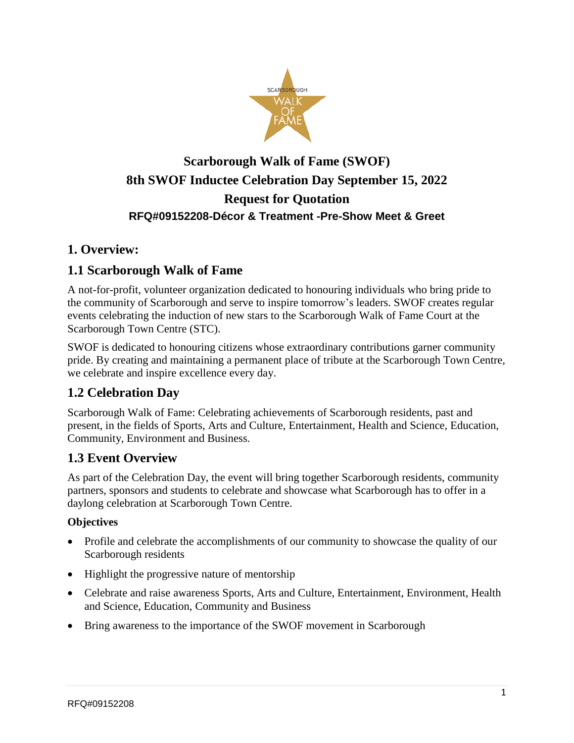# Scarborough Walk of Fame (SWOF)
# 8th SWOF Inductee Celebration Day September 15, 2022
# Request for Quotation
### RFQ#09152208-Décor & Treatment -Pre-Show Meet & Greet

## 1. Overview:

## 1.1 Scarborough Walk of Fame

A not-for-profit, volunteer organization dedicated to honouring individuals who bring pride to the community of Scarborough and serve to inspire tomorrow's leaders. SWOF creates regular events celebrating the induction of new stars to the Scarborough Walk of Fame Court at the Scarborough Town Centre (STC).

SWOF is dedicated to honouring citizens whose extraordinary contributions garner community pride. By creating and maintaining a permanent place of tribute at the Scarborough Town Centre, we celebrate and inspire excellence every day.

## 1.2 Celebration Day

Scarborough Walk of Fame: Celebrating achievements of Scarborough residents, past and present, in the fields of Sports, Arts and Culture, Entertainment, Health and Science, Education, Community, Environment and Business.

## 1.3 Event Overview

As part of the Celebration Day, the event will bring together Scarborough residents, community partners, sponsors and students to celebrate and showcase what Scarborough has to offer in a daylong celebration at Scarborough Town Centre.

**Objectives**

- Profile and celebrate the accomplishments of our community to showcase the quality of our Scarborough residents
- Highlight the progressive nature of mentorship
- Celebrate and raise awareness Sports, Arts and Culture, Entertainment, Environment, Health and Science, Education, Community and Business
- Bring awareness to the importance of the SWOF movement in Scarborough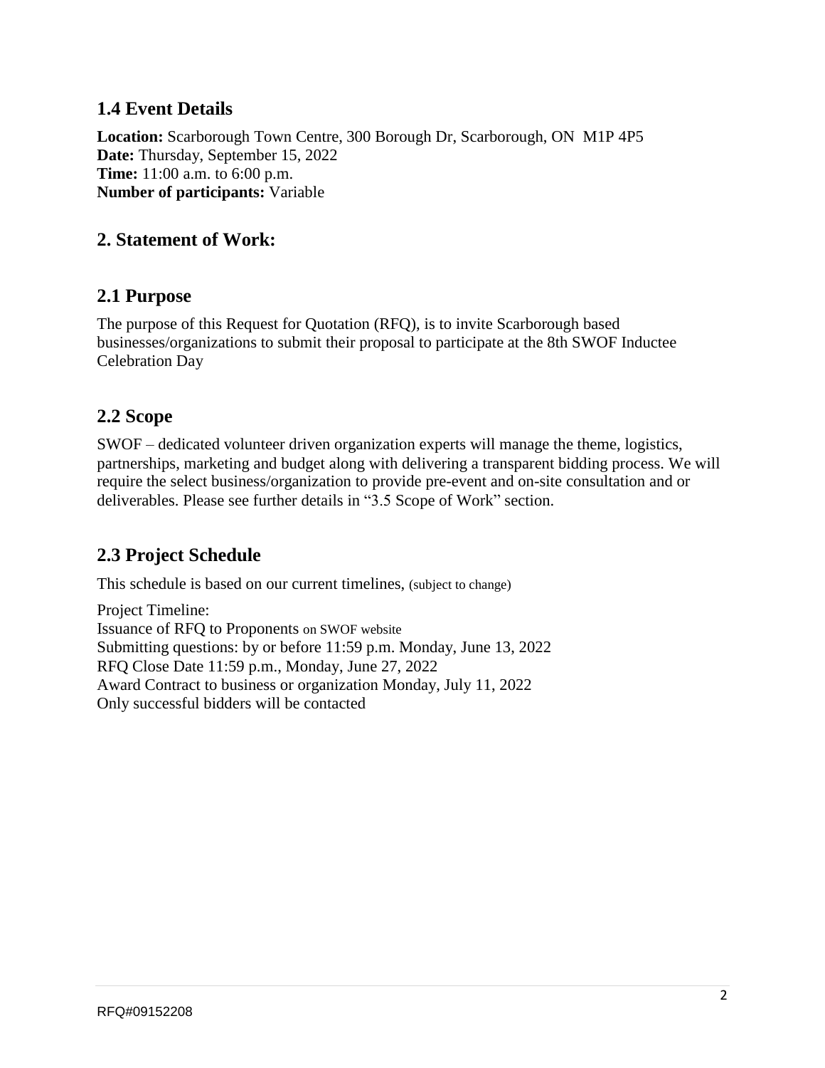## 1.4 Event Details

**Location:** Scarborough Town Centre, 300 Borough Dr, Scarborough, ON  M1P 4P5
**Date:** Thursday, September 15, 2022
**Time:** 11:00 a.m. to 6:00 p.m.
**Number of participants:** Variable

## 2. Statement of Work:

## 2.1 Purpose

The purpose of this Request for Quotation (RFQ), is to invite Scarborough based businesses/organizations to submit their proposal to participate at the 8th SWOF Inductee Celebration Day

## 2.2 Scope

SWOF – dedicated volunteer driven organization experts will manage the theme, logistics, partnerships, marketing and budget along with delivering a transparent bidding process. We will require the select business/organization to provide pre-event and on-site consultation and or deliverables. Please see further details in "3.5 Scope of Work" section.

## 2.3 Project Schedule

This schedule is based on our current timelines, (subject to change)

Project Timeline:
Issuance of RFQ to Proponents on SWOF website
Submitting questions: by or before 11:59 p.m. Monday, June 13, 2022
RFQ Close Date 11:59 p.m., Monday, June 27, 2022
Award Contract to business or organization Monday, July 11, 2022
Only successful bidders will be contacted

RFQ#09152208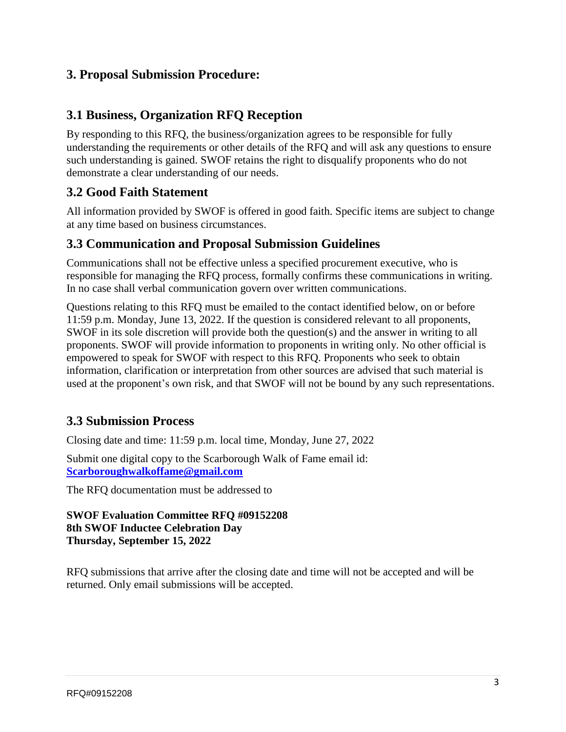# 3. Proposal Submission Procedure:

## 3.1 Business, Organization RFQ Reception

By responding to this RFQ, the business/organization agrees to be responsible for fully understanding the requirements or other details of the RFQ and will ask any questions to ensure such understanding is gained. SWOF retains the right to disqualify proponents who do not demonstrate a clear understanding of our needs.

## 3.2 Good Faith Statement

All information provided by SWOF is offered in good faith. Specific items are subject to change at any time based on business circumstances.

## 3.3 Communication and Proposal Submission Guidelines

Communications shall not be effective unless a specified procurement executive, who is responsible for managing the RFQ process, formally confirms these communications in writing. In no case shall verbal communication govern over written communications.

Questions relating to this RFQ must be emailed to the contact identified below, on or before 11:59 p.m. Monday, June 13, 2022. If the question is considered relevant to all proponents, SWOF in its sole discretion will provide both the question(s) and the answer in writing to all proponents. SWOF will provide information to proponents in writing only. No other official is empowered to speak for SWOF with respect to this RFQ. Proponents who seek to obtain information, clarification or interpretation from other sources are advised that such material is used at the proponent's own risk, and that SWOF will not be bound by any such representations.

## 3.3 Submission Process

Closing date and time: 11:59 p.m. local time, Monday, June 27, 2022

Submit one digital copy to the Scarborough Walk of Fame email id: [Scarboroughwalkoffame@gmail.com](mailto:Scarboroughwalkoffame@gmail.com)

The RFQ documentation must be addressed to

**SWOF Evaluation Committee RFQ #09152208**
**8th SWOF Inductee Celebration Day**
**Thursday, September 15, 2022**

RFQ submissions that arrive after the closing date and time will not be accepted and will be returned. Only email submissions will be accepted.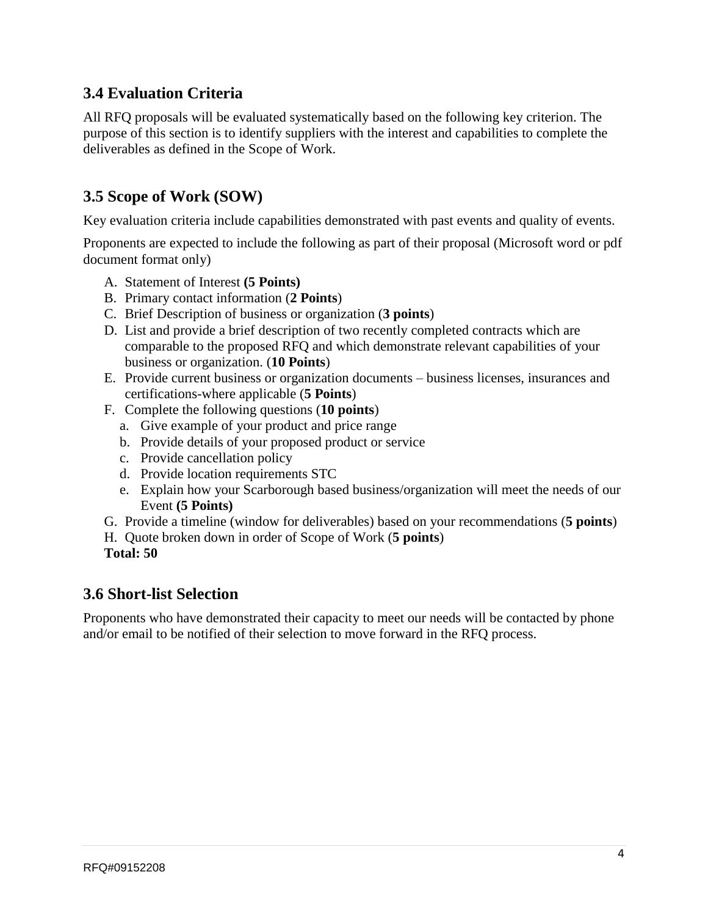## 3.4 Evaluation Criteria

All RFQ proposals will be evaluated systematically based on the following key criterion. The purpose of this section is to identify suppliers with the interest and capabilities to complete the deliverables as defined in the Scope of Work.

## 3.5 Scope of Work (SOW)

Key evaluation criteria include capabilities demonstrated with past events and quality of events.

Proponents are expected to include the following as part of their proposal (Microsoft word or pdf document format only)

A. Statement of Interest **(5 Points)**
B. Primary contact information (**2 Points**)
C. Brief Description of business or organization (**3 points**)
D. List and provide a brief description of two recently completed contracts which are comparable to the proposed RFQ and which demonstrate relevant capabilities of your business or organization. (**10 Points**)
E. Provide current business or organization documents – business licenses, insurances and certifications-where applicable (**5 Points**)
F. Complete the following questions (**10 points**)
   a. Give example of your product and price range
   b. Provide details of your proposed product or service
   c. Provide cancellation policy
   d. Provide location requirements STC
   e. Explain how your Scarborough based business/organization will meet the needs of our Event **(5 Points)**
G. Provide a timeline (window for deliverables) based on your recommendations (**5 points**)
H. Quote broken down in order of Scope of Work (**5 points**)

**Total: 50**

## 3.6 Short-list Selection

Proponents who have demonstrated their capacity to meet our needs will be contacted by phone and/or email to be notified of their selection to move forward in the RFQ process.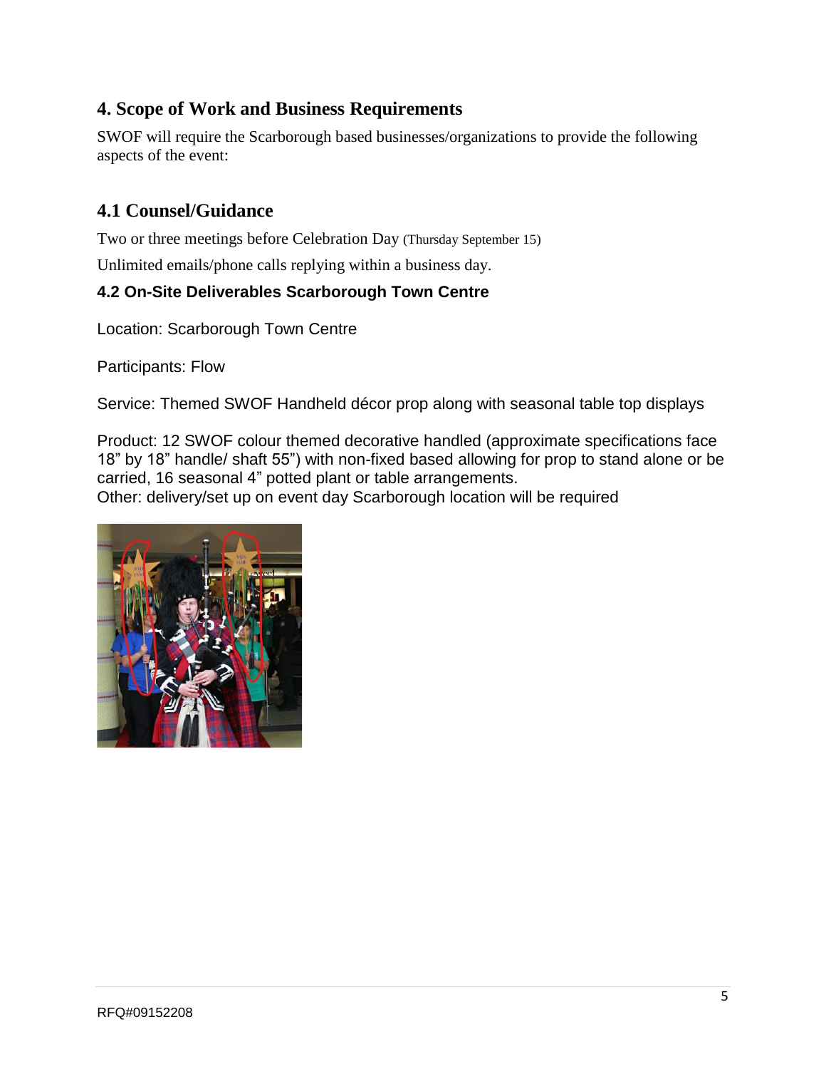## 4. Scope of Work and Business Requirements

SWOF will require the Scarborough based businesses/organizations to provide the following aspects of the event:

### 4.1 Counsel/Guidance

Two or three meetings before Celebration Day (Thursday September 15)

Unlimited emails/phone calls replying within a business day.

### 4.2 On-Site Deliverables Scarborough Town Centre

Location: Scarborough Town Centre

Participants: Flow

Service: Themed SWOF Handheld décor prop along with seasonal table top displays

Product: 12 SWOF colour themed decorative handled (approximate specifications face 18" by 18" handle/ shaft 55") with non-fixed based allowing for prop to stand alone or be carried, 16 seasonal 4" potted plant or table arrangements.
Other: delivery/set up on event day Scarborough location will be required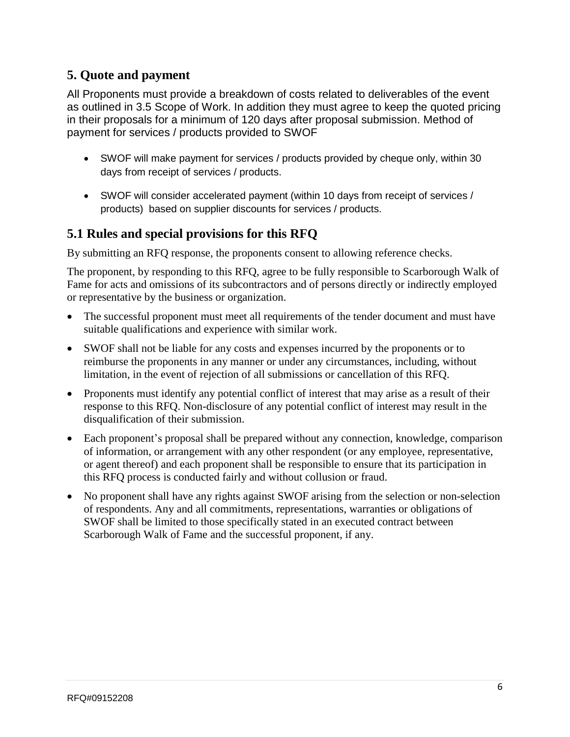## 5. Quote and payment

All Proponents must provide a breakdown of costs related to deliverables of the event as outlined in 3.5 Scope of Work. In addition they must agree to keep the quoted pricing in their proposals for a minimum of 120 days after proposal submission. Method of payment for services / products provided to SWOF

- SWOF will make payment for services / products provided by cheque only, within 30 days from receipt of services / products.
- SWOF will consider accelerated payment (within 10 days from receipt of services / products) based on supplier discounts for services / products.

## 5.1 Rules and special provisions for this RFQ

By submitting an RFQ response, the proponents consent to allowing reference checks.

The proponent, by responding to this RFQ, agree to be fully responsible to Scarborough Walk of Fame for acts and omissions of its subcontractors and of persons directly or indirectly employed or representative by the business or organization.

- The successful proponent must meet all requirements of the tender document and must have suitable qualifications and experience with similar work.
- SWOF shall not be liable for any costs and expenses incurred by the proponents or to reimburse the proponents in any manner or under any circumstances, including, without limitation, in the event of rejection of all submissions or cancellation of this RFQ.
- Proponents must identify any potential conflict of interest that may arise as a result of their response to this RFQ. Non-disclosure of any potential conflict of interest may result in the disqualification of their submission.
- Each proponent's proposal shall be prepared without any connection, knowledge, comparison of information, or arrangement with any other respondent (or any employee, representative, or agent thereof) and each proponent shall be responsible to ensure that its participation in this RFQ process is conducted fairly and without collusion or fraud.
- No proponent shall have any rights against SWOF arising from the selection or non-selection of respondents. Any and all commitments, representations, warranties or obligations of SWOF shall be limited to those specifically stated in an executed contract between Scarborough Walk of Fame and the successful proponent, if any.